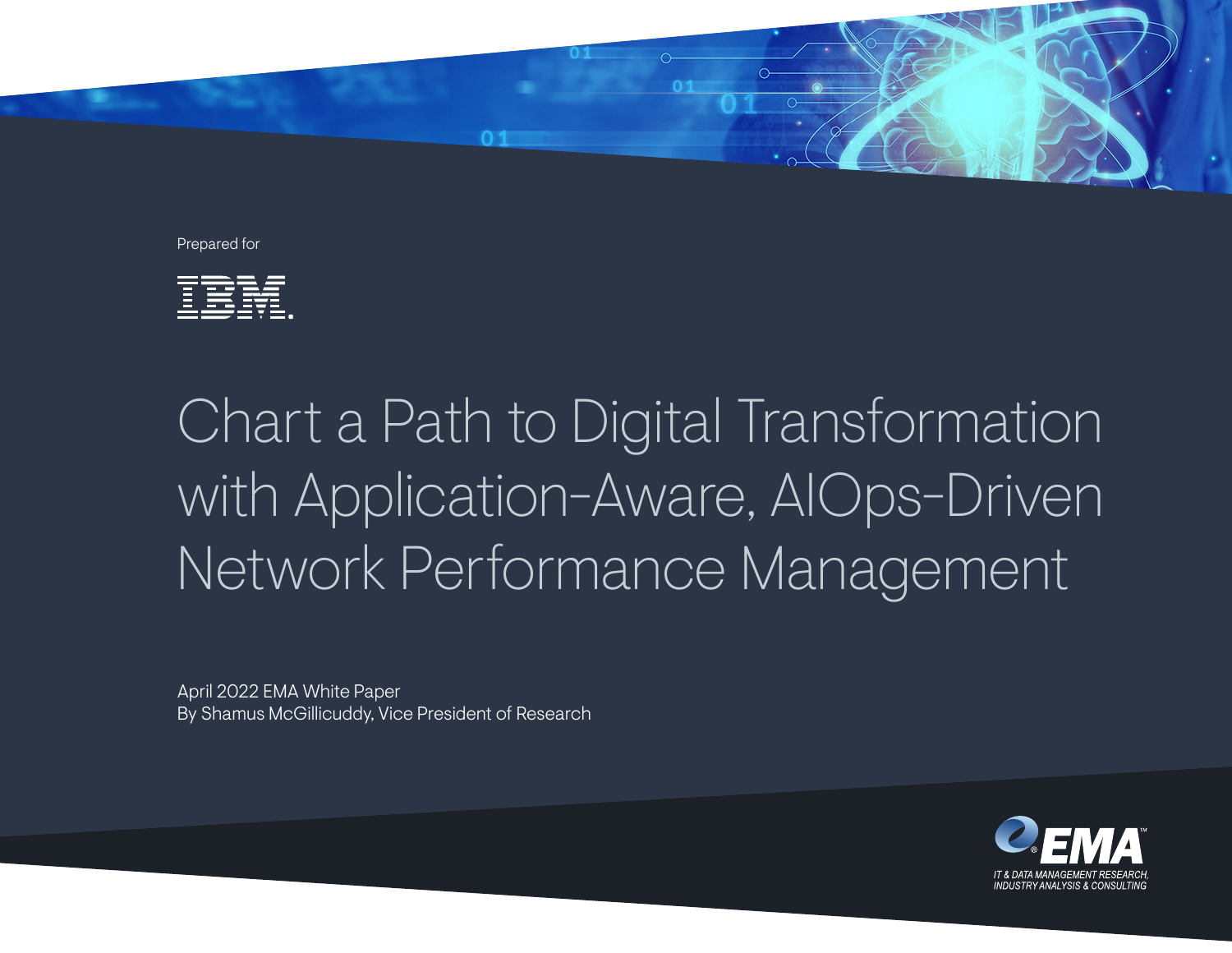Prepared for

IBM.

# Chart a Path to Digital Transformation with Application-Aware, AIOps-Driven Network Performance Management

April 2022 EMA White Paper
By Shamus McGillicuddy, Vice President of Research

EMA™
IT & DATA MANAGEMENT RESEARCH, INDUSTRY ANALYSIS & CONSULTING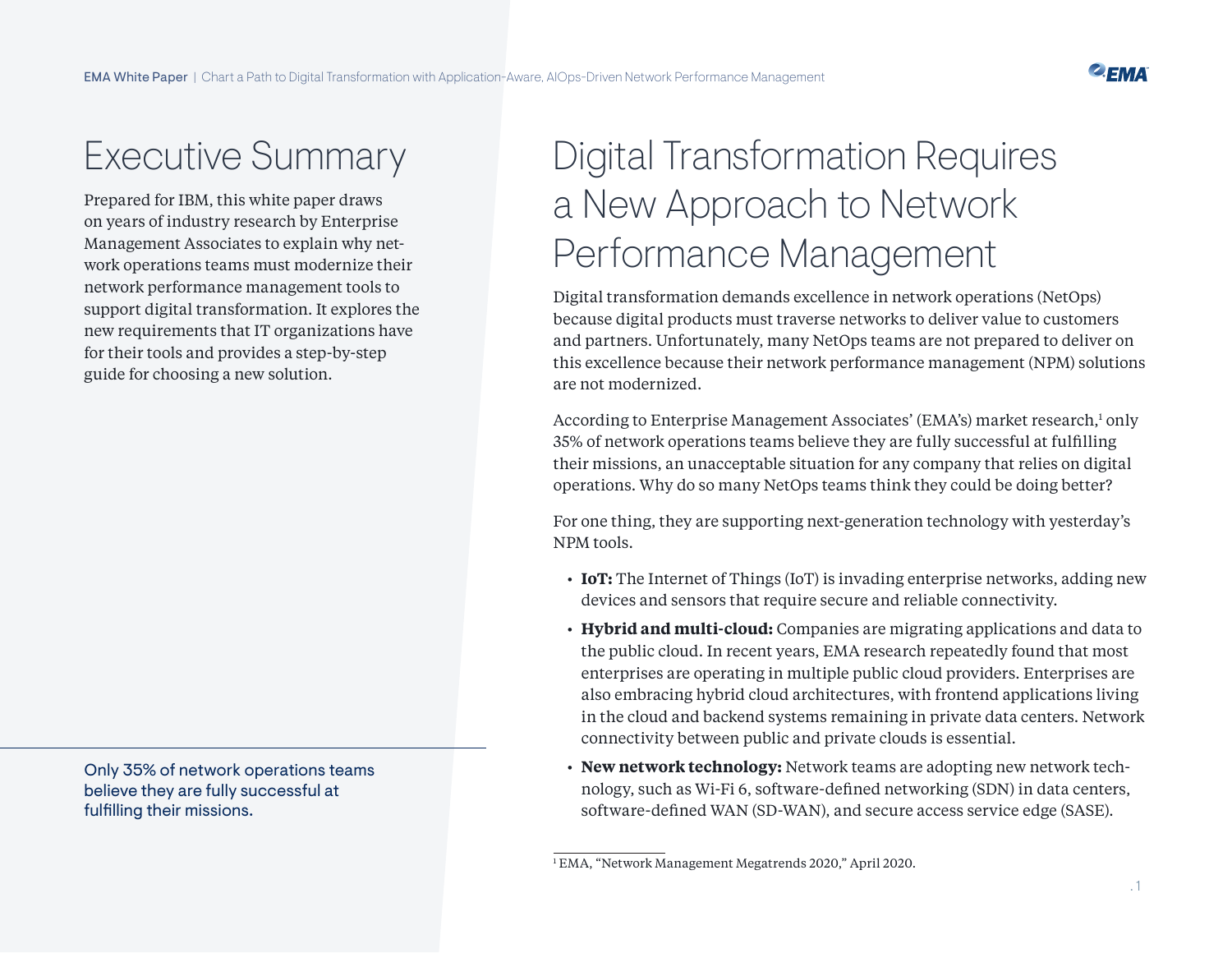# Executive Summary

Prepared for IBM, this white paper draws on years of industry research by Enterprise Management Associates to explain why network operations teams must modernize their network performance management tools to support digital transformation. It explores the new requirements that IT organizations have for their tools and provides a step-by-step guide for choosing a new solution.

Only 35% of network operations teams believe they are fully successful at fulfilling their missions.

# Digital Transformation Requires a New Approach to Network Performance Management

Digital transformation demands excellence in network operations (NetOps) because digital products must traverse networks to deliver value to customers and partners. Unfortunately, many NetOps teams are not prepared to deliver on this excellence because their network performance management (NPM) solutions are not modernized.

According to Enterprise Management Associates' (EMA's) market research,[1] only 35% of network operations teams believe they are fully successful at fulfilling their missions, an unacceptable situation for any company that relies on digital operations. Why do so many NetOps teams think they could be doing better?

For one thing, they are supporting next-generation technology with yesterday's NPM tools.

- **IoT:** The Internet of Things (IoT) is invading enterprise networks, adding new devices and sensors that require secure and reliable connectivity.
- **Hybrid and multi-cloud:** Companies are migrating applications and data to the public cloud. In recent years, EMA research repeatedly found that most enterprises are operating in multiple public cloud providers. Enterprises are also embracing hybrid cloud architectures, with frontend applications living in the cloud and backend systems remaining in private data centers. Network connectivity between public and private clouds is essential.
- **New network technology:** Network teams are adopting new network technology, such as Wi-Fi 6, software-defined networking (SDN) in data centers, software-defined WAN (SD-WAN), and secure access service edge (SASE).

[1] EMA, "Network Management Megatrends 2020," April 2020.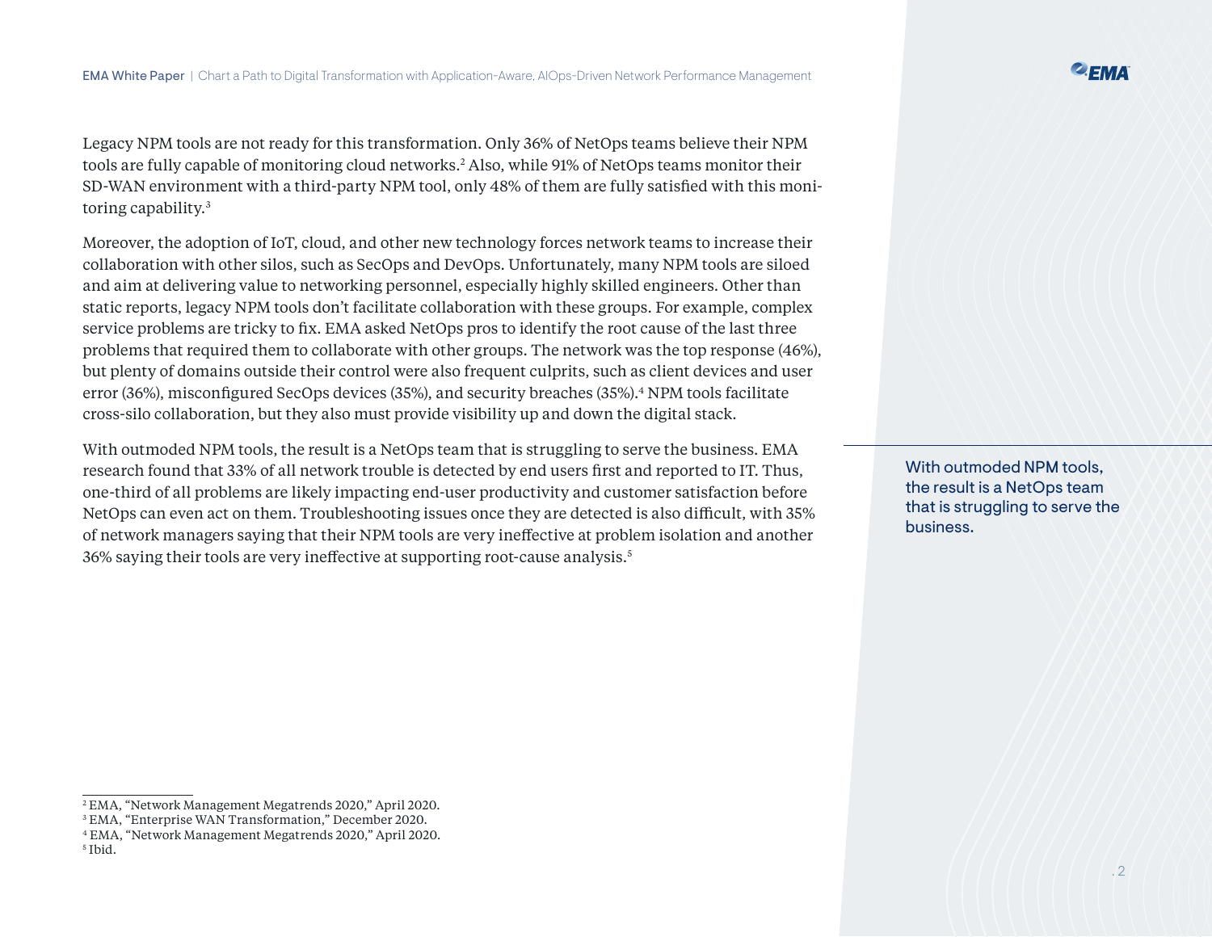Legacy NPM tools are not ready for this transformation. Only 36% of NetOps teams believe their NPM tools are fully capable of monitoring cloud networks.[2] Also, while 91% of NetOps teams monitor their SD-WAN environment with a third-party NPM tool, only 48% of them are fully satisfied with this monitoring capability.[3]

Moreover, the adoption of IoT, cloud, and other new technology forces network teams to increase their collaboration with other silos, such as SecOps and DevOps. Unfortunately, many NPM tools are siloed and aim at delivering value to networking personnel, especially highly skilled engineers. Other than static reports, legacy NPM tools don't facilitate collaboration with these groups. For example, complex service problems are tricky to fix. EMA asked NetOps pros to identify the root cause of the last three problems that required them to collaborate with other groups. The network was the top response (46%), but plenty of domains outside their control were also frequent culprits, such as client devices and user error (36%), misconfigured SecOps devices (35%), and security breaches (35%).[4] NPM tools facilitate cross-silo collaboration, but they also must provide visibility up and down the digital stack.

With outmoded NPM tools, the result is a NetOps team that is struggling to serve the business. EMA research found that 33% of all network trouble is detected by end users first and reported to IT. Thus, one-third of all problems are likely impacting end-user productivity and customer satisfaction before NetOps can even act on them. Troubleshooting issues once they are detected is also difficult, with 35% of network managers saying that their NPM tools are very ineffective at problem isolation and another 36% saying their tools are very ineffective at supporting root-cause analysis.[5]

> With outmoded NPM tools, the result is a NetOps team that is struggling to serve the business.

---

[2] EMA, "Network Management Megatrends 2020," April 2020.
[3] EMA, "Enterprise WAN Transformation," December 2020.
[4] EMA, "Network Management Megatrends 2020," April 2020.
[5] Ibid.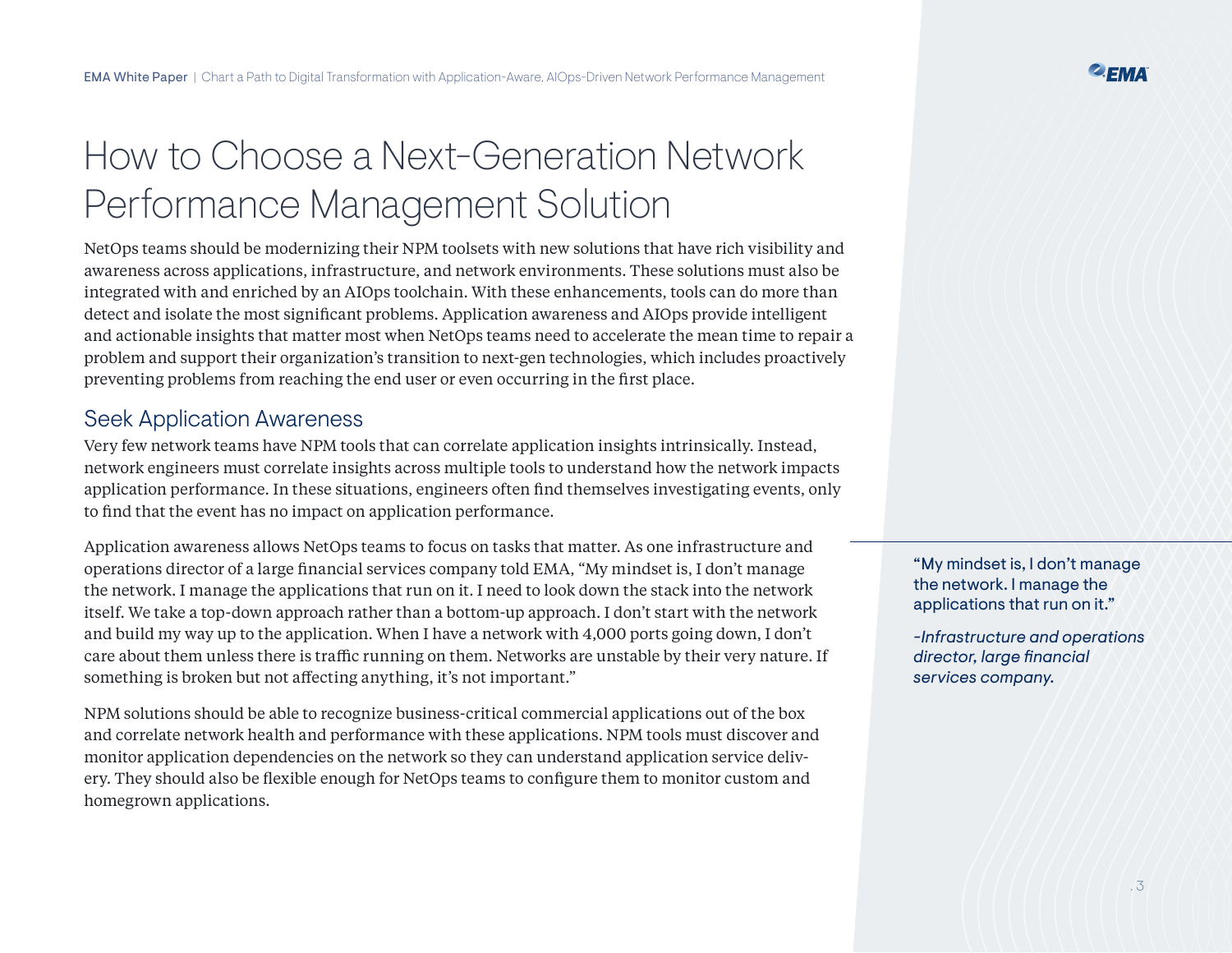# How to Choose a Next-Generation Network Performance Management Solution

NetOps teams should be modernizing their NPM toolsets with new solutions that have rich visibility and awareness across applications, infrastructure, and network environments. These solutions must also be integrated with and enriched by an AIOps toolchain. With these enhancements, tools can do more than detect and isolate the most significant problems. Application awareness and AIOps provide intelligent and actionable insights that matter most when NetOps teams need to accelerate the mean time to repair a problem and support their organization's transition to next-gen technologies, which includes proactively preventing problems from reaching the end user or even occurring in the first place.

## Seek Application Awareness

Very few network teams have NPM tools that can correlate application insights intrinsically. Instead, network engineers must correlate insights across multiple tools to understand how the network impacts application performance. In these situations, engineers often find themselves investigating events, only to find that the event has no impact on application performance.

Application awareness allows NetOps teams to focus on tasks that matter. As one infrastructure and operations director of a large financial services company told EMA, "My mindset is, I don't manage the network. I manage the applications that run on it. I need to look down the stack into the network itself. We take a top-down approach rather than a bottom-up approach. I don't start with the network and build my way up to the application. When I have a network with 4,000 ports going down, I don't care about them unless there is traffic running on them. Networks are unstable by their very nature. If something is broken but not affecting anything, it's not important."

> "My mindset is, I don't manage the network. I manage the applications that run on it."
>
> *-Infrastructure and operations director, large financial services company.*

NPM solutions should be able to recognize business-critical commercial applications out of the box and correlate network health and performance with these applications. NPM tools must discover and monitor application dependencies on the network so they can understand application service delivery. They should also be flexible enough for NetOps teams to configure them to monitor custom and homegrown applications.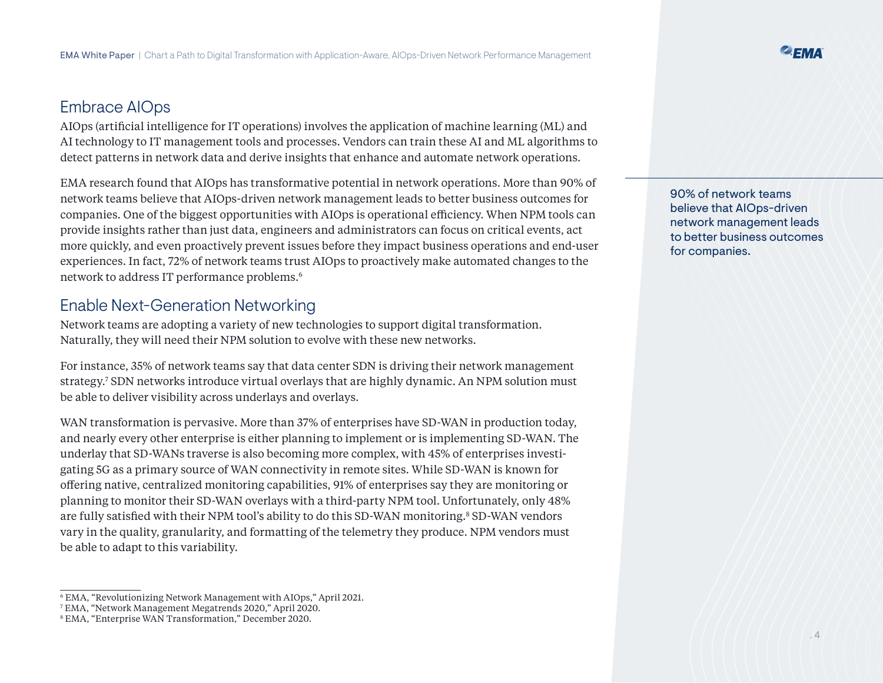## Embrace AIOps

AIOps (artificial intelligence for IT operations) involves the application of machine learning (ML) and AI technology to IT management tools and processes. Vendors can train these AI and ML algorithms to detect patterns in network data and derive insights that enhance and automate network operations.

EMA research found that AIOps has transformative potential in network operations. More than 90% of network teams believe that AIOps-driven network management leads to better business outcomes for companies. One of the biggest opportunities with AIOps is operational efficiency. When NPM tools can provide insights rather than just data, engineers and administrators can focus on critical events, act more quickly, and even proactively prevent issues before they impact business operations and end-user experiences. In fact, 72% of network teams trust AIOps to proactively make automated changes to the network to address IT performance problems.[6]

> 90% of network teams believe that AIOps-driven network management leads to better business outcomes for companies.

## Enable Next-Generation Networking

Network teams are adopting a variety of new technologies to support digital transformation. Naturally, they will need their NPM solution to evolve with these new networks.

For instance, 35% of network teams say that data center SDN is driving their network management strategy.[7] SDN networks introduce virtual overlays that are highly dynamic. An NPM solution must be able to deliver visibility across underlays and overlays.

WAN transformation is pervasive. More than 37% of enterprises have SD-WAN in production today, and nearly every other enterprise is either planning to implement or is implementing SD-WAN. The underlay that SD-WANs traverse is also becoming more complex, with 45% of enterprises investigating 5G as a primary source of WAN connectivity in remote sites. While SD-WAN is known for offering native, centralized monitoring capabilities, 91% of enterprises say they are monitoring or planning to monitor their SD-WAN overlays with a third-party NPM tool. Unfortunately, only 48% are fully satisfied with their NPM tool's ability to do this SD-WAN monitoring.[8] SD-WAN vendors vary in the quality, granularity, and formatting of the telemetry they produce. NPM vendors must be able to adapt to this variability.

---

[6] EMA, "Revolutionizing Network Management with AIOps," April 2021.
[7] EMA, "Network Management Megatrends 2020," April 2020.
[8] EMA, "Enterprise WAN Transformation," December 2020.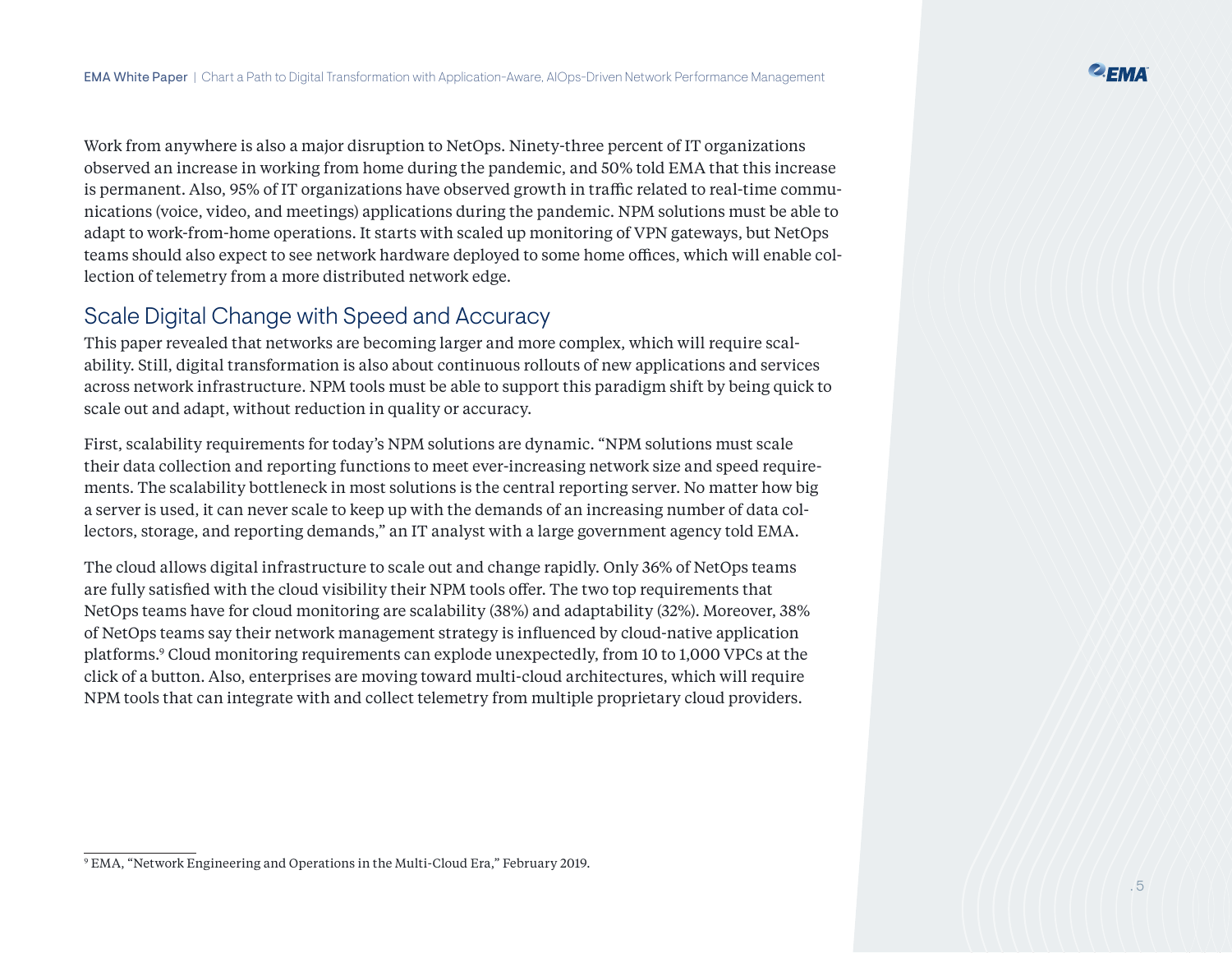Work from anywhere is also a major disruption to NetOps. Ninety-three percent of IT organizations observed an increase in working from home during the pandemic, and 50% told EMA that this increase is permanent. Also, 95% of IT organizations have observed growth in traffic related to real-time communications (voice, video, and meetings) applications during the pandemic. NPM solutions must be able to adapt to work-from-home operations. It starts with scaled up monitoring of VPN gateways, but NetOps teams should also expect to see network hardware deployed to some home offices, which will enable collection of telemetry from a more distributed network edge.

## Scale Digital Change with Speed and Accuracy

This paper revealed that networks are becoming larger and more complex, which will require scalability. Still, digital transformation is also about continuous rollouts of new applications and services across network infrastructure. NPM tools must be able to support this paradigm shift by being quick to scale out and adapt, without reduction in quality or accuracy.

First, scalability requirements for today's NPM solutions are dynamic. "NPM solutions must scale their data collection and reporting functions to meet ever-increasing network size and speed requirements. The scalability bottleneck in most solutions is the central reporting server. No matter how big a server is used, it can never scale to keep up with the demands of an increasing number of data collectors, storage, and reporting demands," an IT analyst with a large government agency told EMA.

The cloud allows digital infrastructure to scale out and change rapidly. Only 36% of NetOps teams are fully satisfied with the cloud visibility their NPM tools offer. The two top requirements that NetOps teams have for cloud monitoring are scalability (38%) and adaptability (32%). Moreover, 38% of NetOps teams say their network management strategy is influenced by cloud-native application platforms.[9] Cloud monitoring requirements can explode unexpectedly, from 10 to 1,000 VPCs at the click of a button. Also, enterprises are moving toward multi-cloud architectures, which will require NPM tools that can integrate with and collect telemetry from multiple proprietary cloud providers.

---

[9] EMA, "Network Engineering and Operations in the Multi-Cloud Era," February 2019.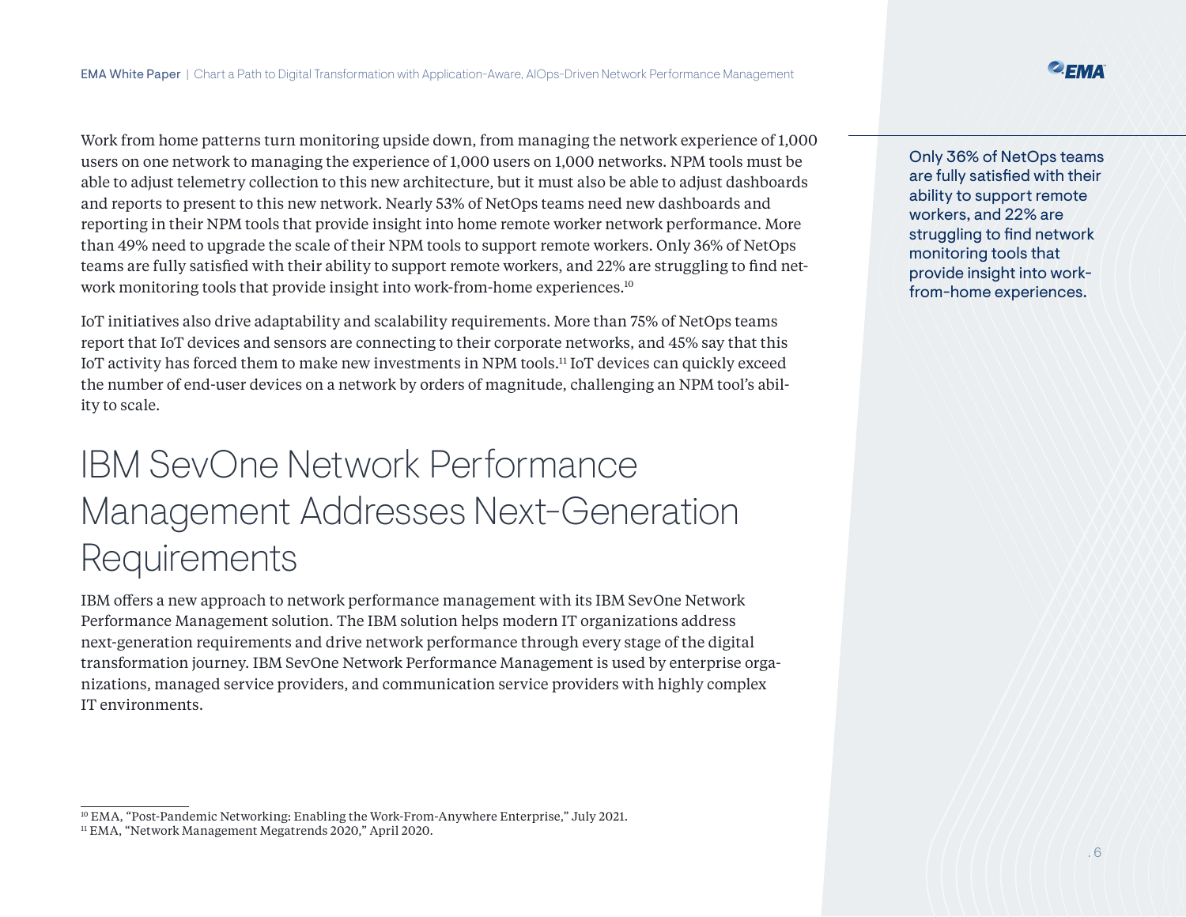Work from home patterns turn monitoring upside down, from managing the network experience of 1,000 users on one network to managing the experience of 1,000 users on 1,000 networks. NPM tools must be able to adjust telemetry collection to this new architecture, but it must also be able to adjust dashboards and reports to present to this new network. Nearly 53% of NetOps teams need new dashboards and reporting in their NPM tools that provide insight into home remote worker network performance. More than 49% need to upgrade the scale of their NPM tools to support remote workers. Only 36% of NetOps teams are fully satisfied with their ability to support remote workers, and 22% are struggling to find network monitoring tools that provide insight into work-from-home experiences.[10]

Only 36% of NetOps teams are fully satisfied with their ability to support remote workers, and 22% are struggling to find network monitoring tools that provide insight into work-from-home experiences.

IoT initiatives also drive adaptability and scalability requirements. More than 75% of NetOps teams report that IoT devices and sensors are connecting to their corporate networks, and 45% say that this IoT activity has forced them to make new investments in NPM tools.[11] IoT devices can quickly exceed the number of end-user devices on a network by orders of magnitude, challenging an NPM tool's ability to scale.

# IBM SevOne Network Performance Management Addresses Next-Generation Requirements

IBM offers a new approach to network performance management with its IBM SevOne Network Performance Management solution. The IBM solution helps modern IT organizations address next-generation requirements and drive network performance through every stage of the digital transformation journey. IBM SevOne Network Performance Management is used by enterprise organizations, managed service providers, and communication service providers with highly complex IT environments.

[10] EMA, "Post-Pandemic Networking: Enabling the Work-From-Anywhere Enterprise," July 2021.
[11] EMA, "Network Management Megatrends 2020," April 2020.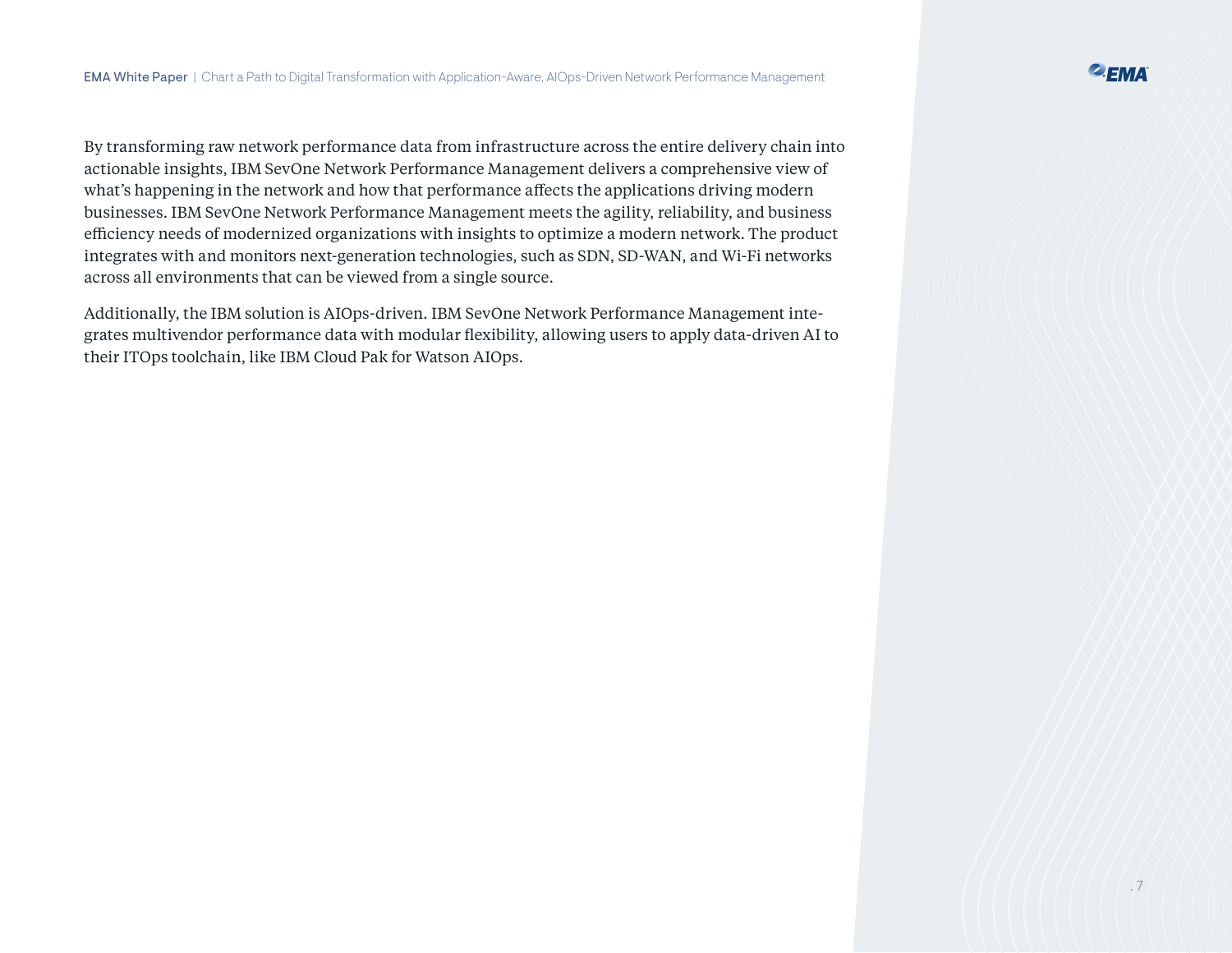By transforming raw network performance data from infrastructure across the entire delivery chain into actionable insights, IBM SevOne Network Performance Management delivers a comprehensive view of what's happening in the network and how that performance affects the applications driving modern businesses. IBM SevOne Network Performance Management meets the agility, reliability, and business efficiency needs of modernized organizations with insights to optimize a modern network. The product integrates with and monitors next-generation technologies, such as SDN, SD-WAN, and Wi-Fi networks across all environments that can be viewed from a single source.

Additionally, the IBM solution is AIOps-driven. IBM SevOne Network Performance Management integrates multivendor performance data with modular flexibility, allowing users to apply data-driven AI to their ITOps toolchain, like IBM Cloud Pak for Watson AIOps.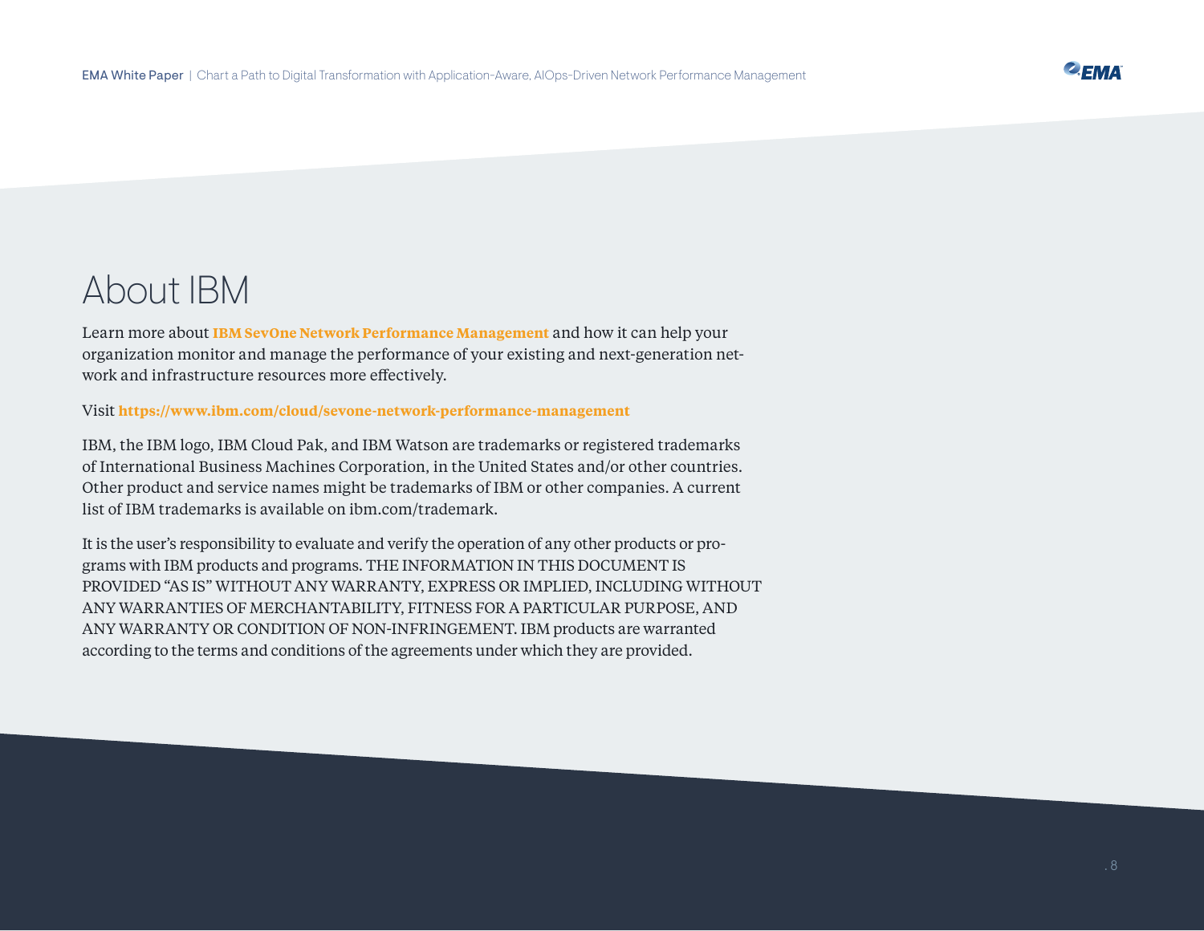# About IBM

Learn more about **IBM SevOne Network Performance Management** and how it can help your organization monitor and manage the performance of your existing and next-generation network and infrastructure resources more effectively.

Visit **https://www.ibm.com/cloud/sevone-network-performance-management**

IBM, the IBM logo, IBM Cloud Pak, and IBM Watson are trademarks or registered trademarks of International Business Machines Corporation, in the United States and/or other countries. Other product and service names might be trademarks of IBM or other companies. A current list of IBM trademarks is available on ibm.com/trademark.

It is the user's responsibility to evaluate and verify the operation of any other products or programs with IBM products and programs. THE INFORMATION IN THIS DOCUMENT IS PROVIDED "AS IS" WITHOUT ANY WARRANTY, EXPRESS OR IMPLIED, INCLUDING WITHOUT ANY WARRANTIES OF MERCHANTABILITY, FITNESS FOR A PARTICULAR PURPOSE, AND ANY WARRANTY OR CONDITION OF NON-INFRINGEMENT. IBM products are warranted according to the terms and conditions of the agreements under which they are provided.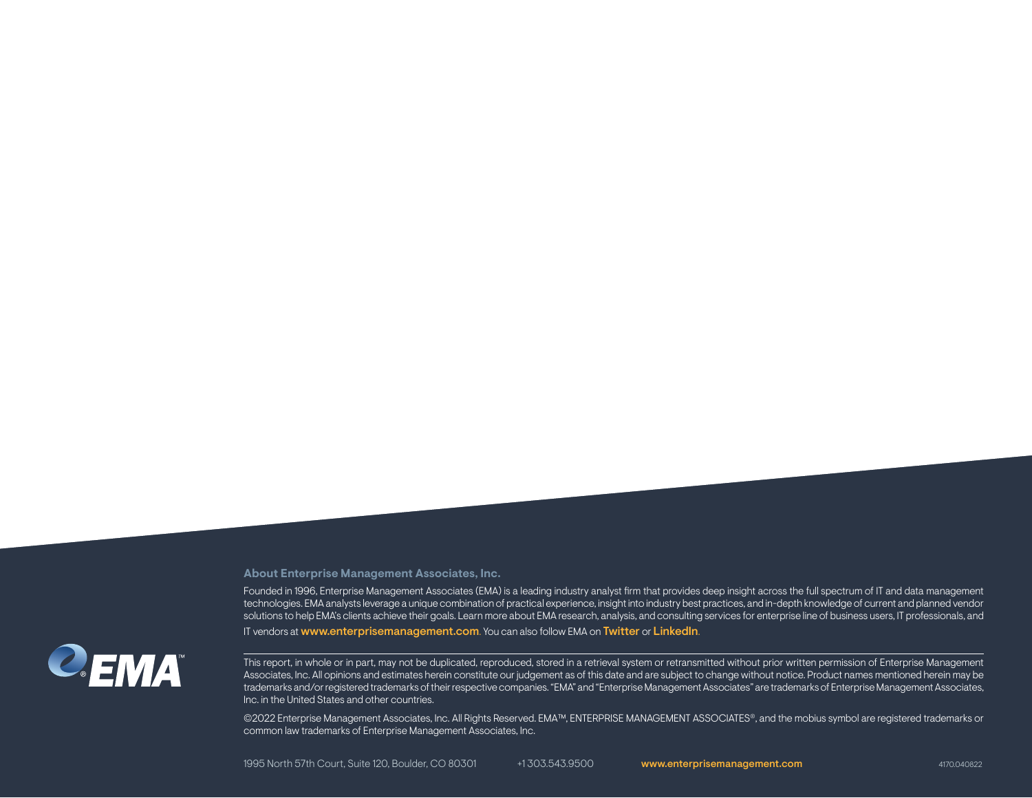## About Enterprise Management Associates, Inc.

Founded in 1996, Enterprise Management Associates (EMA) is a leading industry analyst firm that provides deep insight across the full spectrum of IT and data management technologies. EMA analysts leverage a unique combination of practical experience, insight into industry best practices, and in-depth knowledge of current and planned vendor solutions to help EMA's clients achieve their goals. Learn more about EMA research, analysis, and consulting services for enterprise line of business users, IT professionals, and IT vendors at **www.enterprisemanagement.com**. You can also follow EMA on **Twitter** or **LinkedIn**.

---

This report, in whole or in part, may not be duplicated, reproduced, stored in a retrieval system or retransmitted without prior written permission of Enterprise Management Associates, Inc. All opinions and estimates herein constitute our judgement as of this date and are subject to change without notice. Product names mentioned herein may be trademarks and/or registered trademarks of their respective companies. "EMA" and "Enterprise Management Associates" are trademarks of Enterprise Management Associates, Inc. in the United States and other countries.

©2022 Enterprise Management Associates, Inc. All Rights Reserved. EMA™, ENTERPRISE MANAGEMENT ASSOCIATES®, and the mobius symbol are registered trademarks or common law trademarks of Enterprise Management Associates, Inc.

1995 North 57th Court, Suite 120, Boulder, CO 80301 +1 303.543.9500 **www.enterprisemanagement.com** 4170.040822